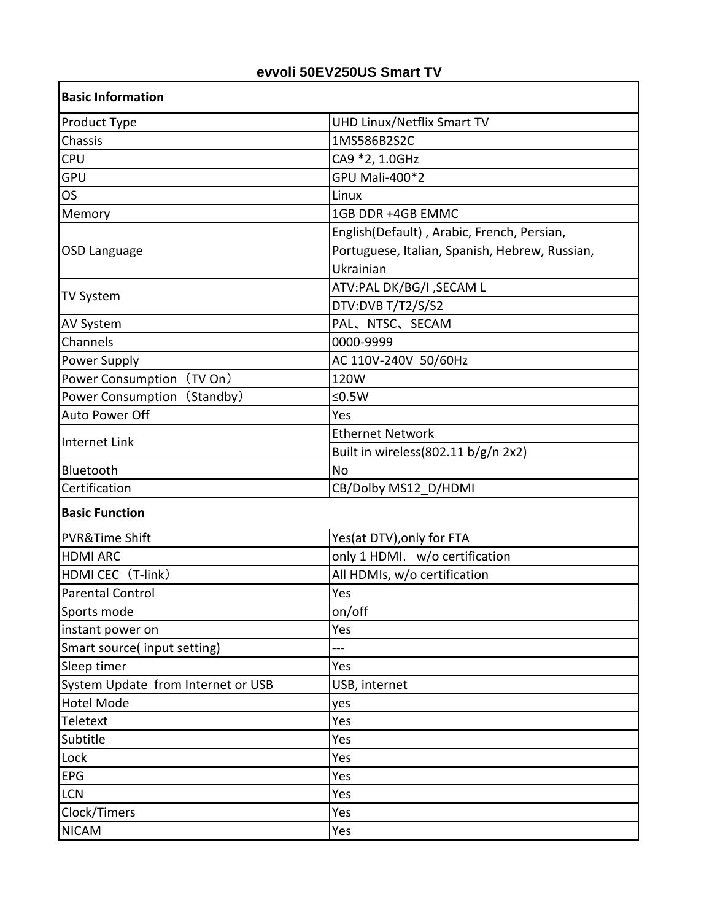# evvoli 50EV250US Smart TV

| **Basic Information** | |
|---|---|
| Product Type | UHD Linux/Netflix Smart TV |
| Chassis | 1MS586B2S2C |
| CPU | CA9 *2, 1.0GHz |
| GPU | GPU Mali-400*2 |
| OS | Linux |
| Memory | 1GB DDR +4GB EMMC |
| OSD Language | English(Default) , Arabic, French, Persian, Portuguese, Italian, Spanish, Hebrew, Russian, Ukrainian |
| TV System | ATV:PAL DK/BG/I ,SECAM L |
| | DTV:DVB T/T2/S/S2 |
| AV System | PAL、NTSC、SECAM |
| Channels | 0000-9999 |
| Power Supply | AC 110V-240V 50/60Hz |
| Power Consumption（TV On） | 120W |
| Power Consumption（Standby） | ≤0.5W |
| Auto Power Off | Yes |
| Internet Link | Ethernet Network |
| | Built in wireless(802.11 b/g/n 2x2) |
| Bluetooth | No |
| Certification | CB/Dolby MS12_D/HDMI |
| **Basic Function** | |
| PVR&Time Shift | Yes(at DTV),only for FTA |
| HDMI ARC | only 1 HDMI， w/o certification |
| HDMI CEC（T-link） | All HDMIs, w/o certification |
| Parental Control | Yes |
| Sports mode | on/off |
| instant power on | Yes |
| Smart source( input setting) | --- |
| Sleep timer | Yes |
| System Update from Internet or USB | USB, internet |
| Hotel Mode | yes |
| Teletext | Yes |
| Subtitle | Yes |
| Lock | Yes |
| EPG | Yes |
| LCN | Yes |
| Clock/Timers | Yes |
| NICAM | Yes |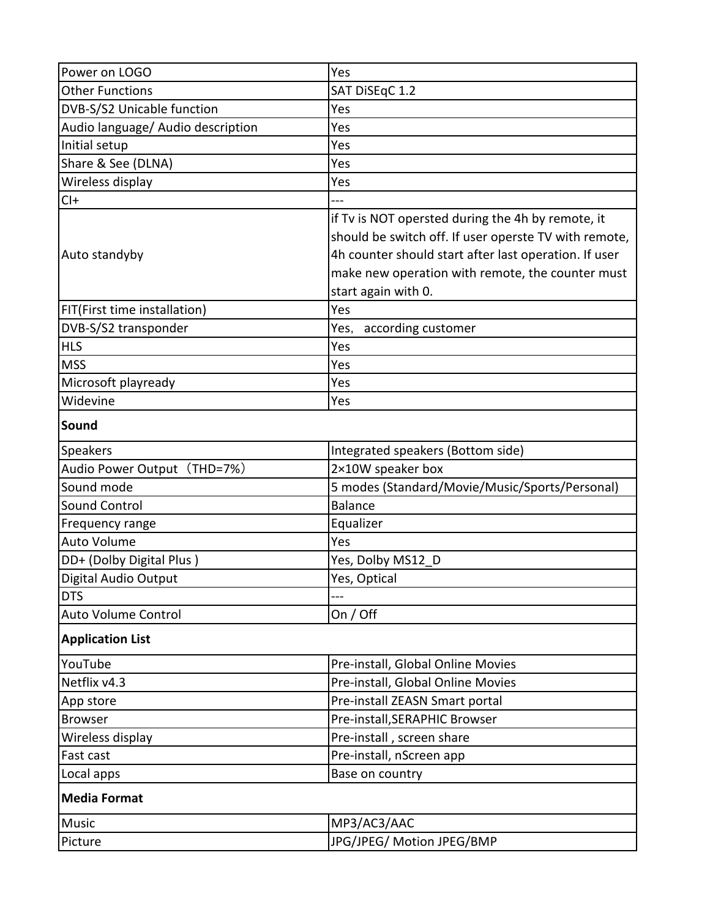| Power on LOGO | Yes |
|---|---|
| Other Functions | SAT DiSEqC 1.2 |
| DVB-S/S2 Unicable function | Yes |
| Audio language/ Audio description | Yes |
| Initial setup | Yes |
| Share & See (DLNA) | Yes |
| Wireless display | Yes |
| CI+ | --- |
| Auto standyby | if Tv is NOT opersted during the 4h by remote, it should be switch off. If user operste TV with remote, 4h counter should start after last operation. If user make new operation with remote, the counter must start again with 0. |
| FIT(First time installation) | Yes |
| DVB-S/S2 transponder | Yes, according customer |
| HLS | Yes |
| MSS | Yes |
| Microsoft playready | Yes |
| Widevine | Yes |
| **Sound** | |
| Speakers | Integrated speakers (Bottom side) |
| Audio Power Output（THD=7%） | 2×10W speaker box |
| Sound mode | 5 modes (Standard/Movie/Music/Sports/Personal) |
| Sound Control | Balance |
| Frequency range | Equalizer |
| Auto Volume | Yes |
| DD+ (Dolby Digital Plus ) | Yes, Dolby MS12_D |
| Digital Audio Output | Yes, Optical |
| DTS | --- |
| Auto Volume Control | On / Off |
| **Application List** | |
| YouTube | Pre-install, Global Online Movies |
| Netflix v4.3 | Pre-install, Global Online Movies |
| App store | Pre-install ZEASN Smart portal |
| Browser | Pre-install,SERAPHIC Browser |
| Wireless display | Pre-install , screen share |
| Fast cast | Pre-install, nScreen app |
| Local apps | Base on country |
| **Media Format** | |
| Music | MP3/AC3/AAC |
| Picture | JPG/JPEG/ Motion JPEG/BMP |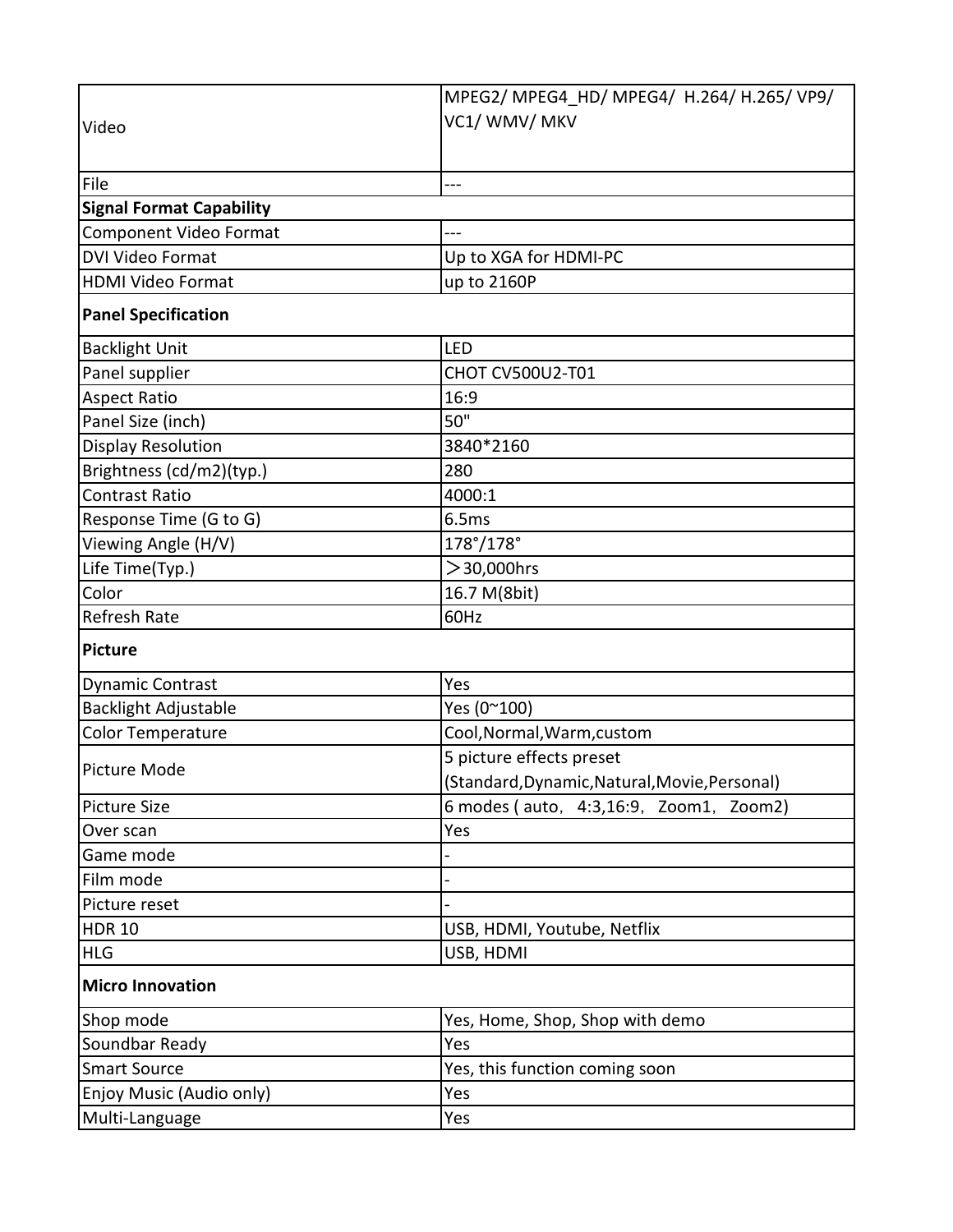| | |
|---|---|
| Video | MPEG2/ MPEG4_HD/ MPEG4/ H.264/ H.265/ VP9/ VC1/ WMV/ MKV |
| File | --- |
| **Signal Format Capability** | |
| Component Video Format | --- |
| DVI Video Format | Up to XGA for HDMI-PC |
| HDMI Video Format | up to 2160P |
| **Panel Specification** | |
| Backlight Unit | LED |
| Panel supplier | CHOT CV500U2-T01 |
| Aspect Ratio | 16:9 |
| Panel Size (inch) | 50" |
| Display Resolution | 3840*2160 |
| Brightness (cd/m2)(typ.) | 280 |
| Contrast Ratio | 4000:1 |
| Response Time (G to G) | 6.5ms |
| Viewing Angle (H/V) | 178°/178° |
| Life Time(Typ.) | ＞30,000hrs |
| Color | 16.7 M(8bit) |
| Refresh Rate | 60Hz |
| **Picture** | |
| Dynamic Contrast | Yes |
| Backlight Adjustable | Yes (0~100) |
| Color Temperature | Cool,Normal,Warm,custom |
| Picture Mode | 5 picture effects preset (Standard,Dynamic,Natural,Movie,Personal) |
| Picture Size | 6 modes ( auto， 4:3,16:9， Zoom1， Zoom2) |
| Over scan | Yes |
| Game mode | - |
| Film mode | - |
| Picture reset | - |
| HDR 10 | USB, HDMI, Youtube, Netflix |
| HLG | USB, HDMI |
| **Micro Innovation** | |
| Shop mode | Yes, Home, Shop, Shop with demo |
| Soundbar Ready | Yes |
| Smart Source | Yes, this function coming soon |
| Enjoy Music (Audio only) | Yes |
| Multi-Language | Yes |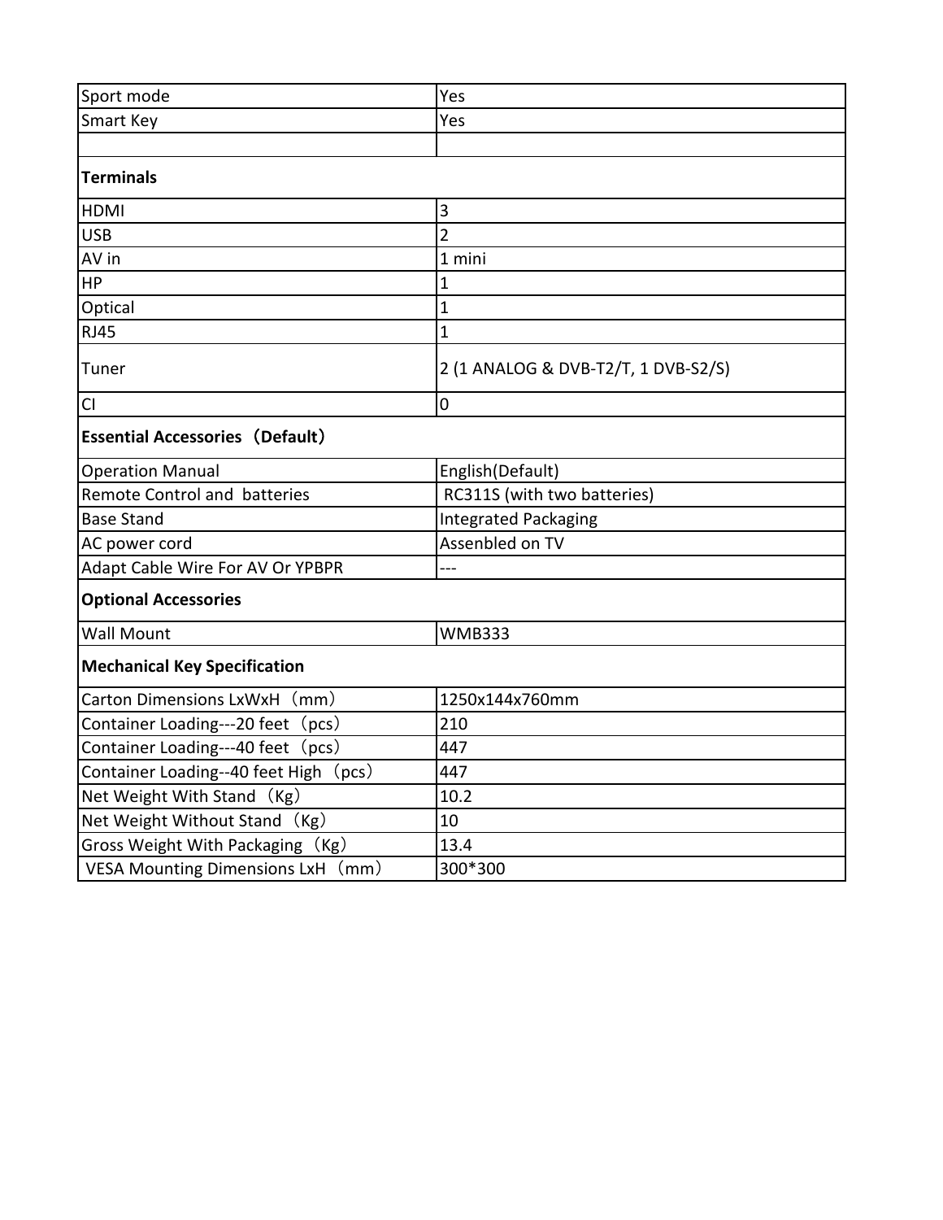| | |
|---|---|
| Sport mode | Yes |
| Smart Key | Yes |
| | |
| **Terminals** | |
| HDMI | 3 |
| USB | 2 |
| AV in | 1 mini |
| HP | 1 |
| Optical | 1 |
| RJ45 | 1 |
| Tuner | 2 (1 ANALOG & DVB-T2/T, 1 DVB-S2/S) |
| CI | 0 |
| **Essential Accessories（Default）** | |
| Operation Manual | English(Default) |
| Remote Control and batteries | RC311S (with two batteries) |
| Base Stand | Integrated Packaging |
| AC power cord | Assenbled on TV |
| Adapt Cable Wire For AV Or YPBPR | --- |
| **Optional Accessories** | |
| Wall Mount | WMB333 |
| **Mechanical Key Specification** | |
| Carton Dimensions LxWxH（mm） | 1250x144x760mm |
| Container Loading---20 feet（pcs） | 210 |
| Container Loading---40 feet（pcs） | 447 |
| Container Loading--40 feet High（pcs） | 447 |
| Net Weight With Stand（Kg） | 10.2 |
| Net Weight Without Stand（Kg） | 10 |
| Gross Weight With Packaging（Kg） | 13.4 |
| VESA Mounting Dimensions LxH（mm） | 300*300 |